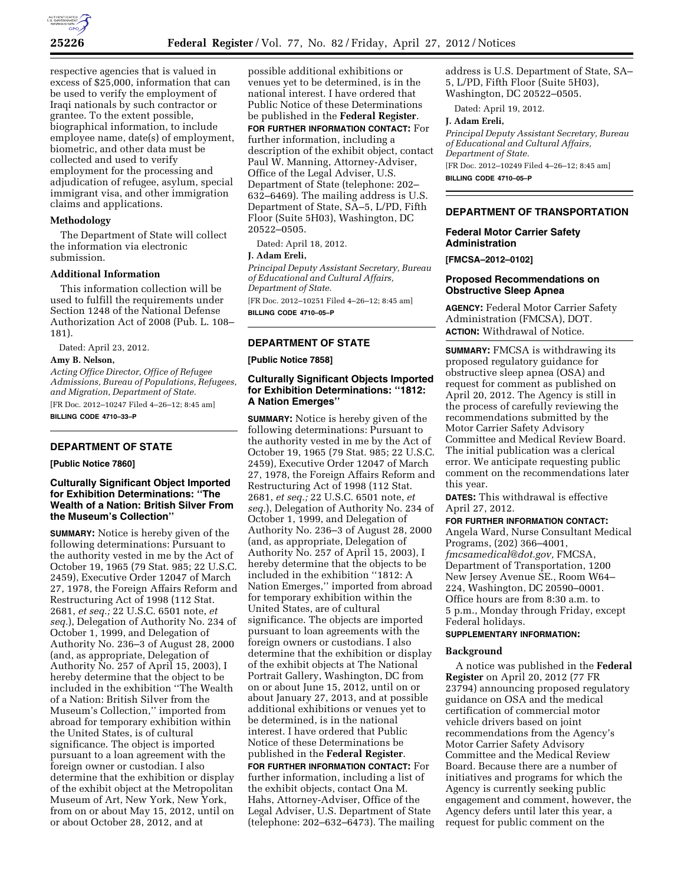respective agencies that is valued in excess of $25,000, information that can be used to verify the employment of Iraqi nationals by such contractor or grantee. To the extent possible, biographical information, to include employee name, date(s) of employment, biometric, and other data must be collected and used to verify employment for the processing and adjudication of refugee, asylum, special immigrant visa, and other immigration claims and applications.

**Methodology**

The Department of State will collect the information via electronic submission.

**Additional Information**

This information collection will be used to fulfill the requirements under Section 1248 of the National Defense Authorization Act of 2008 (Pub. L. 108–181).

Dated: April 23, 2012.

**Amy B. Nelson,**

*Acting Office Director, Office of Refugee Admissions, Bureau of Populations, Refugees, and Migration, Department of State.*

[FR Doc. 2012–10247 Filed 4–26–12; 8:45 am]

**BILLING CODE 4710–33–P**

## DEPARTMENT OF STATE

**[Public Notice 7860]**

### Culturally Significant Object Imported for Exhibition Determinations: ''The Wealth of a Nation: British Silver From the Museum's Collection''

**SUMMARY:** Notice is hereby given of the following determinations: Pursuant to the authority vested in me by the Act of October 19, 1965 (79 Stat. 985; 22 U.S.C. 2459), Executive Order 12047 of March 27, 1978, the Foreign Affairs Reform and Restructuring Act of 1998 (112 Stat. 2681, *et seq.;* 22 U.S.C. 6501 note, *et seq.*), Delegation of Authority No. 234 of October 1, 1999, and Delegation of Authority No. 236–3 of August 28, 2000 (and, as appropriate, Delegation of Authority No. 257 of April 15, 2003), I hereby determine that the object to be included in the exhibition ''The Wealth of a Nation: British Silver from the Museum's Collection,'' imported from abroad for temporary exhibition within the United States, is of cultural significance. The object is imported pursuant to a loan agreement with the foreign owner or custodian. I also determine that the exhibition or display of the exhibit object at the Metropolitan Museum of Art, New York, New York, from on or about May 15, 2012, until on or about October 28, 2012, and at possible additional exhibitions or venues yet to be determined, is in the national interest. I have ordered that Public Notice of these Determinations be published in the **Federal Register**.

**FOR FURTHER INFORMATION CONTACT:** For further information, including a description of the exhibit object, contact Paul W. Manning, Attorney-Adviser, Office of the Legal Adviser, U.S. Department of State (telephone: 202–632–6469). The mailing address is U.S. Department of State, SA–5, L/PD, Fifth Floor (Suite 5H03), Washington, DC 20522–0505.

Dated: April 18, 2012.

**J. Adam Ereli,**

*Principal Deputy Assistant Secretary, Bureau of Educational and Cultural Affairs, Department of State.*

[FR Doc. 2012–10251 Filed 4–26–12; 8:45 am]

**BILLING CODE 4710–05–P**

## DEPARTMENT OF STATE

**[Public Notice 7858]**

### Culturally Significant Objects Imported for Exhibition Determinations: ''1812: A Nation Emerges''

**SUMMARY:** Notice is hereby given of the following determinations: Pursuant to the authority vested in me by the Act of October 19, 1965 (79 Stat. 985; 22 U.S.C. 2459), Executive Order 12047 of March 27, 1978, the Foreign Affairs Reform and Restructuring Act of 1998 (112 Stat. 2681, *et seq.;* 22 U.S.C. 6501 note, *et seq.*), Delegation of Authority No. 234 of October 1, 1999, and Delegation of Authority No. 236–3 of August 28, 2000 (and, as appropriate, Delegation of Authority No. 257 of April 15, 2003), I hereby determine that the objects to be included in the exhibition ''1812: A Nation Emerges,'' imported from abroad for temporary exhibition within the United States, are of cultural significance. The objects are imported pursuant to loan agreements with the foreign owners or custodians. I also determine that the exhibition or display of the exhibit objects at The National Portrait Gallery, Washington, DC from on or about June 15, 2012, until on or about January 27, 2013, and at possible additional exhibitions or venues yet to be determined, is in the national interest. I have ordered that Public Notice of these Determinations be published in the **Federal Register**.

**FOR FURTHER INFORMATION CONTACT:** For further information, including a list of the exhibit objects, contact Ona M. Hahs, Attorney-Adviser, Office of the Legal Adviser, U.S. Department of State (telephone: 202–632–6473). The mailing address is U.S. Department of State, SA–5, L/PD, Fifth Floor (Suite 5H03), Washington, DC 20522–0505.

Dated: April 19, 2012.

**J. Adam Ereli,**

*Principal Deputy Assistant Secretary, Bureau of Educational and Cultural Affairs, Department of State.*

[FR Doc. 2012–10249 Filed 4–26–12; 8:45 am]

**BILLING CODE 4710–05–P**

## DEPARTMENT OF TRANSPORTATION

### Federal Motor Carrier Safety Administration

**[FMCSA–2012–0102]**

### Proposed Recommendations on Obstructive Sleep Apnea

**AGENCY:** Federal Motor Carrier Safety Administration (FMCSA), DOT.

**ACTION:** Withdrawal of Notice.

**SUMMARY:** FMCSA is withdrawing its proposed regulatory guidance for obstructive sleep apnea (OSA) and request for comment as published on April 20, 2012. The Agency is still in the process of carefully reviewing the recommendations submitted by the Motor Carrier Safety Advisory Committee and Medical Review Board. The initial publication was a clerical error. We anticipate requesting public comment on the recommendations later this year.

**DATES:** This withdrawal is effective April 27, 2012.

**FOR FURTHER INFORMATION CONTACT:** Angela Ward, Nurse Consultant Medical Programs, (202) 366–4001, *fmcsamedical@dot.gov,* FMCSA, Department of Transportation, 1200 New Jersey Avenue SE., Room W64–224, Washington, DC 20590–0001. Office hours are from 8:30 a.m. to 5 p.m., Monday through Friday, except Federal holidays.

**SUPPLEMENTARY INFORMATION:**

**Background**

A notice was published in the **Federal Register** on April 20, 2012 (77 FR 23794) announcing proposed regulatory guidance on OSA and the medical certification of commercial motor vehicle drivers based on joint recommendations from the Agency's Motor Carrier Safety Advisory Committee and the Medical Review Board. Because there are a number of initiatives and programs for which the Agency is currently seeking public engagement and comment, however, the Agency defers until later this year, a request for public comment on the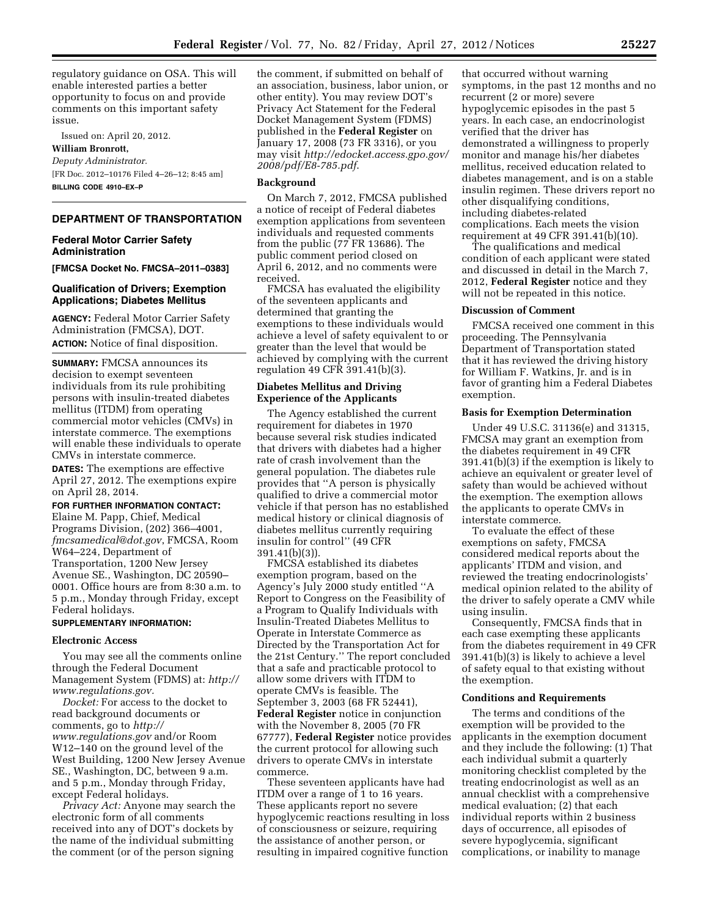regulatory guidance on OSA. This will enable interested parties a better opportunity to focus on and provide comments on this important safety issue.

Issued on: April 20, 2012.

**William Bronrott,**

*Deputy Administrator.*

[FR Doc. 2012–10176 Filed 4–26–12; 8:45 am]

**BILLING CODE 4910–EX–P**

---

## DEPARTMENT OF TRANSPORTATION

### Federal Motor Carrier Safety Administration

**[FMCSA Docket No. FMCSA–2011–0383]**

### Qualification of Drivers; Exemption Applications; Diabetes Mellitus

**AGENCY:** Federal Motor Carrier Safety Administration (FMCSA), DOT.

**ACTION:** Notice of final disposition.

**SUMMARY:** FMCSA announces its decision to exempt seventeen individuals from its rule prohibiting persons with insulin-treated diabetes mellitus (ITDM) from operating commercial motor vehicles (CMVs) in interstate commerce. The exemptions will enable these individuals to operate CMVs in interstate commerce.

**DATES:** The exemptions are effective April 27, 2012. The exemptions expire on April 28, 2014.

**FOR FURTHER INFORMATION CONTACT:** Elaine M. Papp, Chief, Medical Programs Division, (202) 366–4001, *fmcsamedical@dot.gov*, FMCSA, Room W64–224, Department of Transportation, 1200 New Jersey Avenue SE., Washington, DC 20590–0001. Office hours are from 8:30 a.m. to 5 p.m., Monday through Friday, except Federal holidays.

**SUPPLEMENTARY INFORMATION:**

#### Electronic Access

You may see all the comments online through the Federal Document Management System (FDMS) at: *http://www.regulations.gov.*

*Docket:* For access to the docket to read background documents or comments, go to *http://www.regulations.gov* and/or Room W12–140 on the ground level of the West Building, 1200 New Jersey Avenue SE., Washington, DC, between 9 a.m. and 5 p.m., Monday through Friday, except Federal holidays.

*Privacy Act:* Anyone may search the electronic form of all comments received into any of DOT's dockets by the name of the individual submitting the comment (or of the person signing the comment, if submitted on behalf of an association, business, labor union, or other entity). You may review DOT's Privacy Act Statement for the Federal Docket Management System (FDMS) published in the **Federal Register** on January 17, 2008 (73 FR 3316), or you may visit *http://edocket.access.gpo.gov/2008/pdf/E8-785.pdf*.

#### Background

On March 7, 2012, FMCSA published a notice of receipt of Federal diabetes exemption applications from seventeen individuals and requested comments from the public (77 FR 13686). The public comment period closed on April 6, 2012, and no comments were received.

FMCSA has evaluated the eligibility of the seventeen applicants and determined that granting the exemptions to these individuals would achieve a level of safety equivalent to or greater than the level that would be achieved by complying with the current regulation 49 CFR 391.41(b)(3).

#### Diabetes Mellitus and Driving Experience of the Applicants

The Agency established the current requirement for diabetes in 1970 because several risk studies indicated that drivers with diabetes had a higher rate of crash involvement than the general population. The diabetes rule provides that ''A person is physically qualified to drive a commercial motor vehicle if that person has no established medical history or clinical diagnosis of diabetes mellitus currently requiring insulin for control'' (49 CFR 391.41(b)(3)).

FMCSA established its diabetes exemption program, based on the Agency's July 2000 study entitled ''A Report to Congress on the Feasibility of a Program to Qualify Individuals with Insulin-Treated Diabetes Mellitus to Operate in Interstate Commerce as Directed by the Transportation Act for the 21st Century.'' The report concluded that a safe and practicable protocol to allow some drivers with ITDM to operate CMVs is feasible. The September 3, 2003 (68 FR 52441), **Federal Register** notice in conjunction with the November 8, 2005 (70 FR 67777), **Federal Register** notice provides the current protocol for allowing such drivers to operate CMVs in interstate commerce.

These seventeen applicants have had ITDM over a range of 1 to 16 years. These applicants report no severe hypoglycemic reactions resulting in loss of consciousness or seizure, requiring the assistance of another person, or resulting in impaired cognitive function that occurred without warning symptoms, in the past 12 months and no recurrent (2 or more) severe hypoglycemic episodes in the past 5 years. In each case, an endocrinologist verified that the driver has demonstrated a willingness to properly monitor and manage his/her diabetes mellitus, received education related to diabetes management, and is on a stable insulin regimen. These drivers report no other disqualifying conditions, including diabetes-related complications. Each meets the vision requirement at 49 CFR 391.41(b)(10).

The qualifications and medical condition of each applicant were stated and discussed in detail in the March 7, 2012, **Federal Register** notice and they will not be repeated in this notice.

#### Discussion of Comment

FMCSA received one comment in this proceeding. The Pennsylvania Department of Transportation stated that it has reviewed the driving history for William F. Watkins, Jr. and is in favor of granting him a Federal Diabetes exemption.

#### Basis for Exemption Determination

Under 49 U.S.C. 31136(e) and 31315, FMCSA may grant an exemption from the diabetes requirement in 49 CFR 391.41(b)(3) if the exemption is likely to achieve an equivalent or greater level of safety than would be achieved without the exemption. The exemption allows the applicants to operate CMVs in interstate commerce.

To evaluate the effect of these exemptions on safety, FMCSA considered medical reports about the applicants' ITDM and vision, and reviewed the treating endocrinologists' medical opinion related to the ability of the driver to safely operate a CMV while using insulin.

Consequently, FMCSA finds that in each case exempting these applicants from the diabetes requirement in 49 CFR 391.41(b)(3) is likely to achieve a level of safety equal to that existing without the exemption.

#### Conditions and Requirements

The terms and conditions of the exemption will be provided to the applicants in the exemption document and they include the following: (1) That each individual submit a quarterly monitoring checklist completed by the treating endocrinologist as well as an annual checklist with a comprehensive medical evaluation; (2) that each individual reports within 2 business days of occurrence, all episodes of severe hypoglycemia, significant complications, or inability to manage